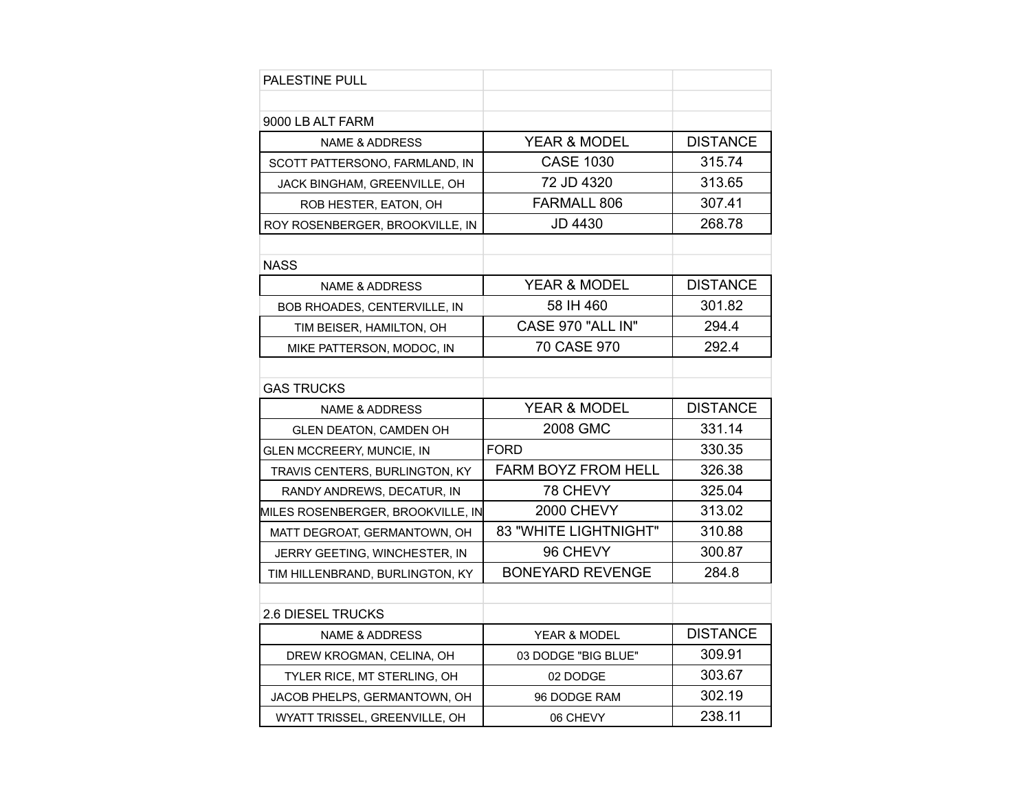# PALESTINE PULL

## 9000 LB ALT FARM

| NAME & ADDRESS | YEAR & MODEL | DISTANCE |
|---|---|---|
| SCOTT PATTERSONO, FARMLAND, IN | CASE 1030 | 315.74 |
| JACK BINGHAM, GREENVILLE, OH | 72 JD 4320 | 313.65 |
| ROB HESTER, EATON, OH | FARMALL 806 | 307.41 |
| ROY ROSENBERGER, BROOKVILLE, IN | JD 4430 | 268.78 |

## NASS

| NAME & ADDRESS | YEAR & MODEL | DISTANCE |
|---|---|---|
| BOB RHOADES, CENTERVILLE, IN | 58 IH 460 | 301.82 |
| TIM BEISER, HAMILTON, OH | CASE 970 "ALL IN" | 294.4 |
| MIKE PATTERSON, MODOC, IN | 70 CASE 970 | 292.4 |

## GAS TRUCKS

| NAME & ADDRESS | YEAR & MODEL | DISTANCE |
|---|---|---|
| GLEN DEATON, CAMDEN OH | 2008 GMC | 331.14 |
| GLEN MCCREERY, MUNCIE, IN | FORD | 330.35 |
| TRAVIS CENTERS, BURLINGTON, KY | FARM BOYZ FROM HELL | 326.38 |
| RANDY ANDREWS, DECATUR, IN | 78 CHEVY | 325.04 |
| MILES ROSENBERGER, BROOKVILLE, IN | 2000 CHEVY | 313.02 |
| MATT DEGROAT, GERMANTOWN, OH | 83 "WHITE LIGHTNIGHT" | 310.88 |
| JERRY GEETING, WINCHESTER, IN | 96 CHEVY | 300.87 |
| TIM HILLENBRAND, BURLINGTON, KY | BONEYARD REVENGE | 284.8 |

## 2.6 DIESEL TRUCKS

| NAME & ADDRESS | YEAR & MODEL | DISTANCE |
|---|---|---|
| DREW KROGMAN, CELINA, OH | 03 DODGE "BIG BLUE" | 309.91 |
| TYLER RICE, MT STERLING, OH | 02 DODGE | 303.67 |
| JACOB PHELPS, GERMANTOWN, OH | 96 DODGE RAM | 302.19 |
| WYATT TRISSEL, GREENVILLE, OH | 06 CHEVY | 238.11 |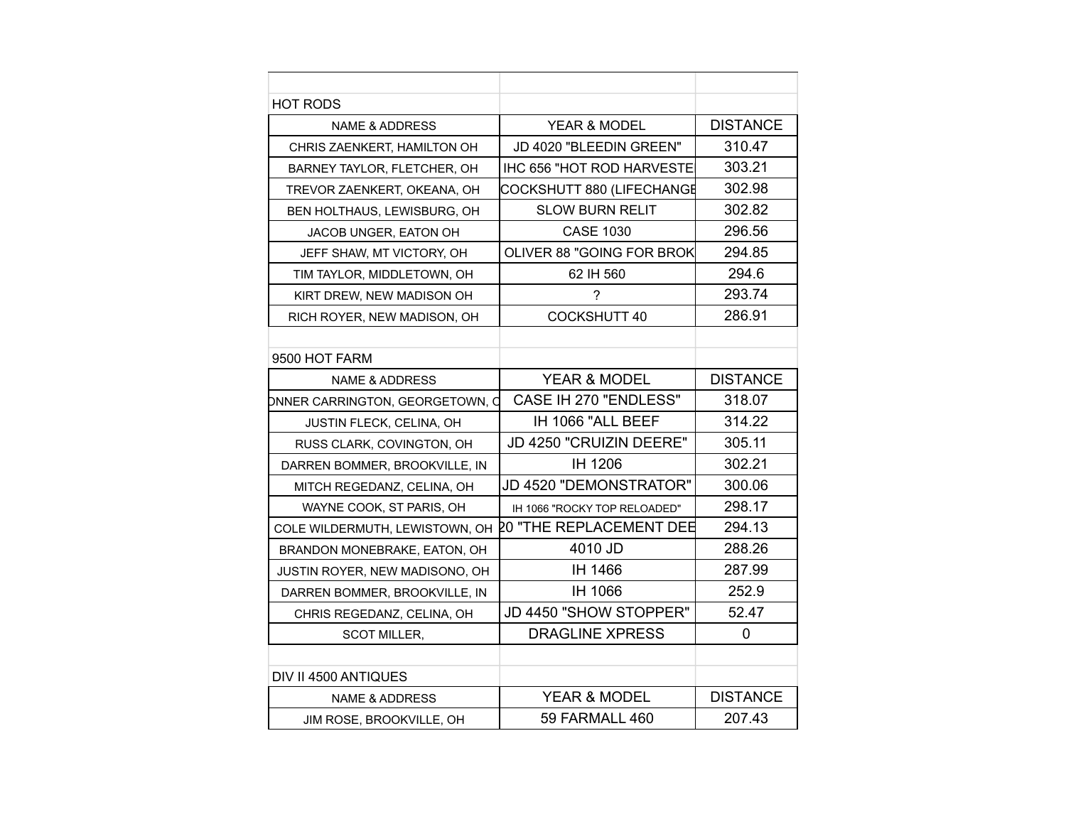## HOT RODS

| NAME & ADDRESS | YEAR & MODEL | DISTANCE |
|---|---|---|
| CHRIS ZAENKERT, HAMILTON OH | JD 4020 "BLEEDIN GREEN" | 310.47 |
| BARNEY TAYLOR, FLETCHER, OH | IHC 656 "HOT ROD HARVESTE | 303.21 |
| TREVOR ZAENKERT, OKEANA, OH | COCKSHUTT 880 (LIFECHANGE | 302.98 |
| BEN HOLTHAUS, LEWISBURG, OH | SLOW BURN RELIT | 302.82 |
| JACOB UNGER, EATON OH | CASE 1030 | 296.56 |
| JEFF SHAW, MT VICTORY, OH | OLIVER 88 "GOING FOR BROK | 294.85 |
| TIM TAYLOR, MIDDLETOWN, OH | 62 IH 560 | 294.6 |
| KIRT DREW, NEW MADISON OH | ? | 293.74 |
| RICH ROYER, NEW MADISON, OH | COCKSHUTT 40 | 286.91 |

## 9500 HOT FARM

| NAME & ADDRESS | YEAR & MODEL | DISTANCE |
|---|---|---|
| ONNER CARRINGTON, GEORGETOWN, C | CASE IH 270 "ENDLESS" | 318.07 |
| JUSTIN FLECK, CELINA, OH | IH 1066 "ALL BEEF | 314.22 |
| RUSS CLARK, COVINGTON, OH | JD 4250 "CRUIZIN DEERE" | 305.11 |
| DARREN BOMMER, BROOKVILLE, IN | IH 1206 | 302.21 |
| MITCH REGEDANZ, CELINA, OH | JD 4520 "DEMONSTRATOR" | 300.06 |
| WAYNE COOK, ST PARIS, OH | IH 1066 "ROCKY TOP RELOADED" | 298.17 |
| COLE WILDERMUTH, LEWISTOWN, OH | 20 "THE REPLACEMENT DEE | 294.13 |
| BRANDON MONEBRAKE, EATON, OH | 4010 JD | 288.26 |
| JUSTIN ROYER, NEW MADISONO, OH | IH 1466 | 287.99 |
| DARREN BOMMER, BROOKVILLE, IN | IH 1066 | 252.9 |
| CHRIS REGEDANZ, CELINA, OH | JD 4450 "SHOW STOPPER" | 52.47 |
| SCOT MILLER, | DRAGLINE XPRESS | 0 |

## DIV II 4500 ANTIQUES

| NAME & ADDRESS | YEAR & MODEL | DISTANCE |
|---|---|---|
| JIM ROSE, BROOKVILLE, OH | 59 FARMALL 460 | 207.43 |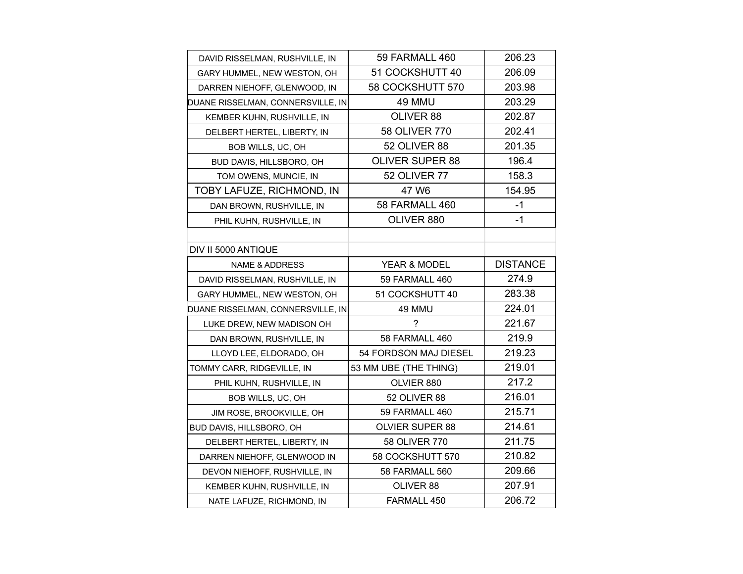| | | |
|---|---|---|
| DAVID RISSELMAN, RUSHVILLE, IN | 59 FARMALL 460 | 206.23 |
| GARY HUMMEL, NEW WESTON, OH | 51 COCKSHUTT 40 | 206.09 |
| DARREN NIEHOFF, GLENWOOD, IN | 58 COCKSHUTT 570 | 203.98 |
| DUANE RISSELMAN, CONNERSVILLE, IN | 49 MMU | 203.29 |
| KEMBER KUHN, RUSHVILLE, IN | OLIVER 88 | 202.87 |
| DELBERT HERTEL, LIBERTY, IN | 58 OLIVER 770 | 202.41 |
| BOB WILLS, UC, OH | 52 OLIVER 88 | 201.35 |
| BUD DAVIS, HILLSBORO, OH | OLIVER SUPER 88 | 196.4 |
| TOM OWENS, MUNCIE, IN | 52 OLIVER 77 | 158.3 |
| TOBY LAFUZE, RICHMOND, IN | 47 W6 | 154.95 |
| DAN BROWN, RUSHVILLE, IN | 58 FARMALL 460 | -1 |
| PHIL KUHN, RUSHVILLE, IN | OLIVER 880 | -1 |

DIV II 5000 ANTIQUE

| NAME & ADDRESS | YEAR & MODEL | DISTANCE |
|---|---|---|
| DAVID RISSELMAN, RUSHVILLE, IN | 59 FARMALL 460 | 274.9 |
| GARY HUMMEL, NEW WESTON, OH | 51 COCKSHUTT 40 | 283.38 |
| DUANE RISSELMAN, CONNERSVILLE, IN | 49 MMU | 224.01 |
| LUKE DREW, NEW MADISON OH | ? | 221.67 |
| DAN BROWN, RUSHVILLE, IN | 58 FARMALL 460 | 219.9 |
| LLOYD LEE, ELDORADO, OH | 54 FORDSON MAJ DIESEL | 219.23 |
| TOMMY CARR, RIDGEVILLE, IN | 53 MM UBE (THE THING) | 219.01 |
| PHIL KUHN, RUSHVILLE, IN | OLVIER 880 | 217.2 |
| BOB WILLS, UC, OH | 52 OLIVER 88 | 216.01 |
| JIM ROSE, BROOKVILLE, OH | 59 FARMALL 460 | 215.71 |
| BUD DAVIS, HILLSBORO, OH | OLVIER SUPER 88 | 214.61 |
| DELBERT HERTEL, LIBERTY, IN | 58 OLIVER 770 | 211.75 |
| DARREN NIEHOFF, GLENWOOD IN | 58 COCKSHUTT 570 | 210.82 |
| DEVON NIEHOFF, RUSHVILLE, IN | 58 FARMALL 560 | 209.66 |
| KEMBER KUHN, RUSHVILLE, IN | OLIVER 88 | 207.91 |
| NATE LAFUZE, RICHMOND, IN | FARMALL 450 | 206.72 |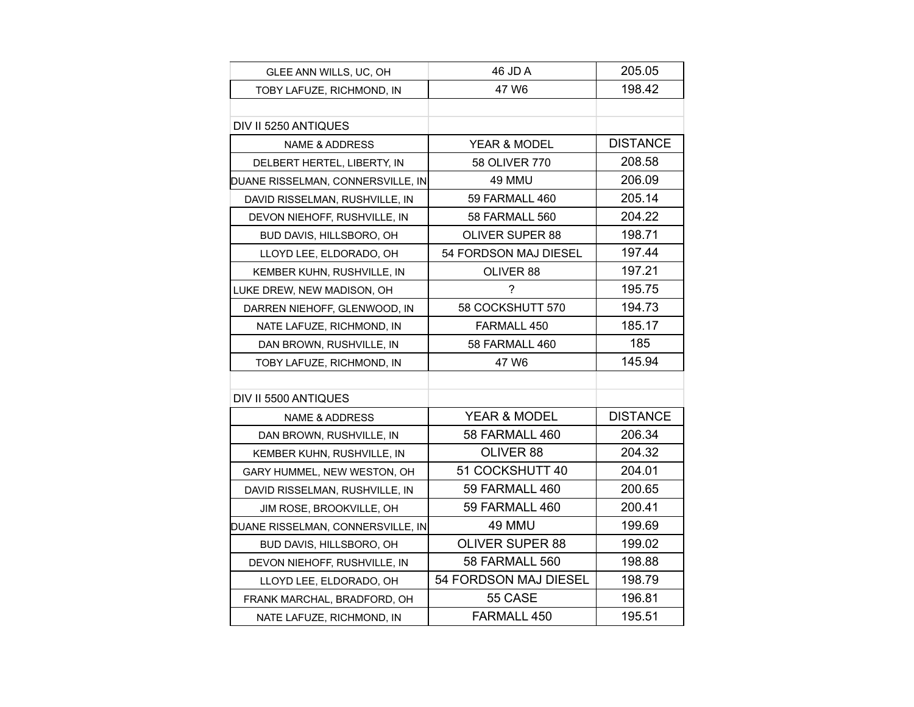| | | |
|---|---|---|
| GLEE ANN WILLS, UC, OH | 46 JD A | 205.05 |
| TOBY LAFUZE, RICHMOND, IN | 47 W6 | 198.42 |

DIV II 5250 ANTIQUES

| NAME & ADDRESS | YEAR & MODEL | DISTANCE |
|---|---|---|
| DELBERT HERTEL, LIBERTY, IN | 58 OLIVER 770 | 208.58 |
| DUANE RISSELMAN, CONNERSVILLE, IN | 49 MMU | 206.09 |
| DAVID RISSELMAN, RUSHVILLE, IN | 59 FARMALL 460 | 205.14 |
| DEVON NIEHOFF, RUSHVILLE, IN | 58 FARMALL 560 | 204.22 |
| BUD DAVIS, HILLSBORO, OH | OLIVER SUPER 88 | 198.71 |
| LLOYD LEE, ELDORADO, OH | 54 FORDSON MAJ DIESEL | 197.44 |
| KEMBER KUHN, RUSHVILLE, IN | OLIVER 88 | 197.21 |
| LUKE DREW, NEW MADISON, OH | ? | 195.75 |
| DARREN NIEHOFF, GLENWOOD, IN | 58 COCKSHUTT 570 | 194.73 |
| NATE LAFUZE, RICHMOND, IN | FARMALL 450 | 185.17 |
| DAN BROWN, RUSHVILLE, IN | 58 FARMALL 460 | 185 |
| TOBY LAFUZE, RICHMOND, IN | 47 W6 | 145.94 |

DIV II 5500 ANTIQUES

| NAME & ADDRESS | YEAR & MODEL | DISTANCE |
|---|---|---|
| DAN BROWN, RUSHVILLE, IN | 58 FARMALL 460 | 206.34 |
| KEMBER KUHN, RUSHVILLE, IN | OLIVER 88 | 204.32 |
| GARY HUMMEL, NEW WESTON, OH | 51 COCKSHUTT 40 | 204.01 |
| DAVID RISSELMAN, RUSHVILLE, IN | 59 FARMALL 460 | 200.65 |
| JIM ROSE, BROOKVILLE, OH | 59 FARMALL 460 | 200.41 |
| DUANE RISSELMAN, CONNERSVILLE, IN | 49 MMU | 199.69 |
| BUD DAVIS, HILLSBORO, OH | OLIVER SUPER 88 | 199.02 |
| DEVON NIEHOFF, RUSHVILLE, IN | 58 FARMALL 560 | 198.88 |
| LLOYD LEE, ELDORADO, OH | 54 FORDSON MAJ DIESEL | 198.79 |
| FRANK MARCHAL, BRADFORD, OH | 55 CASE | 196.81 |
| NATE LAFUZE, RICHMOND, IN | FARMALL 450 | 195.51 |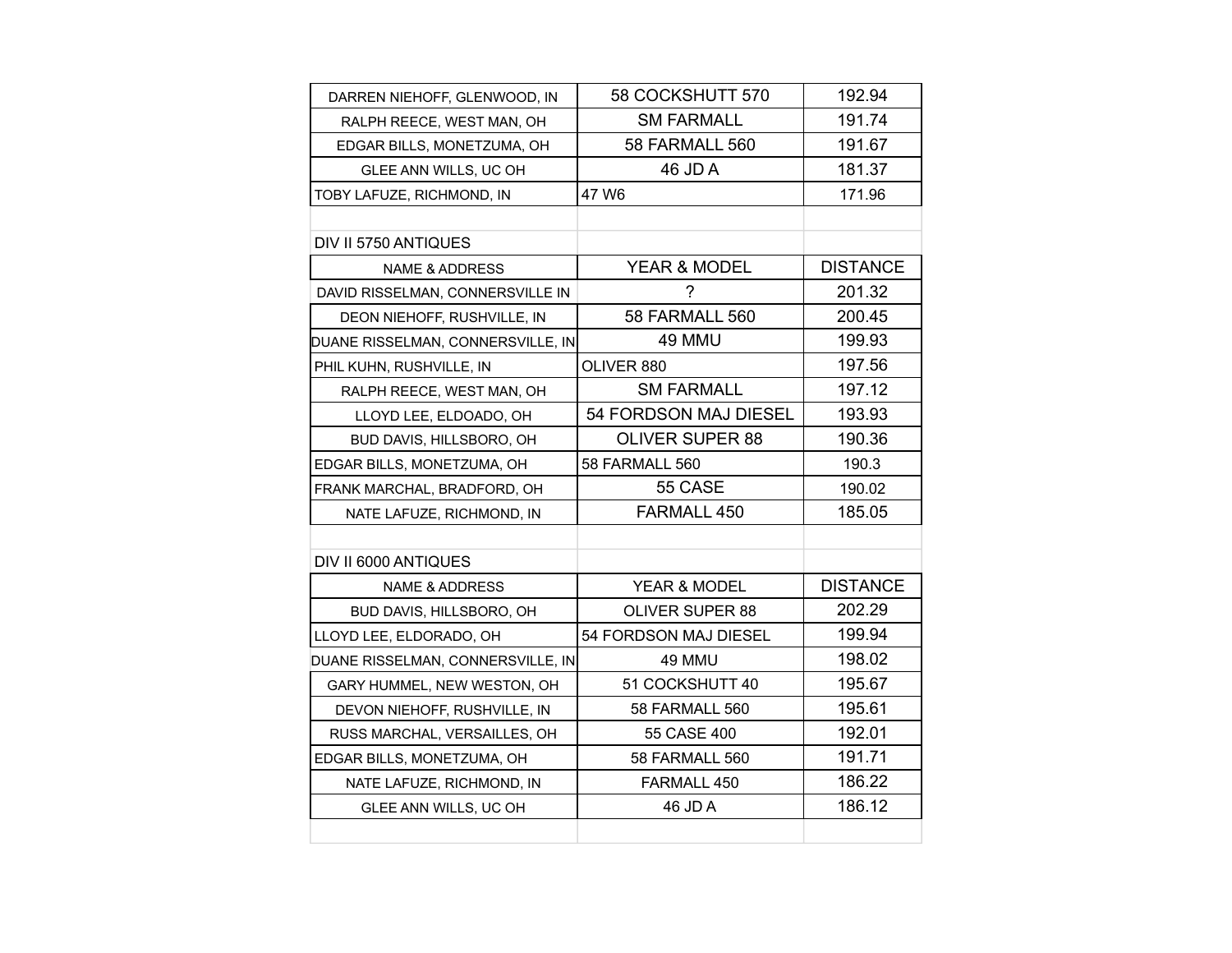| | | |
|---|---|---|
| DARREN NIEHOFF, GLENWOOD, IN | 58 COCKSHUTT 570 | 192.94 |
| RALPH REECE, WEST MAN, OH | SM FARMALL | 191.74 |
| EDGAR BILLS, MONETZUMA, OH | 58 FARMALL 560 | 191.67 |
| GLEE ANN WILLS, UC OH | 46 JD A | 181.37 |
| TOBY LAFUZE, RICHMOND, IN | 47 W6 | 171.96 |

DIV II 5750 ANTIQUES

| NAME & ADDRESS | YEAR & MODEL | DISTANCE |
|---|---|---|
| DAVID RISSELMAN, CONNERSVILLE IN | ? | 201.32 |
| DEON NIEHOFF, RUSHVILLE, IN | 58 FARMALL 560 | 200.45 |
| DUANE RISSELMAN, CONNERSVILLE, IN | 49 MMU | 199.93 |
| PHIL KUHN, RUSHVILLE, IN | OLIVER 880 | 197.56 |
| RALPH REECE, WEST MAN, OH | SM FARMALL | 197.12 |
| LLOYD LEE, ELDOADO, OH | 54 FORDSON MAJ DIESEL | 193.93 |
| BUD DAVIS, HILLSBORO, OH | OLIVER SUPER 88 | 190.36 |
| EDGAR BILLS, MONETZUMA, OH | 58 FARMALL 560 | 190.3 |
| FRANK MARCHAL, BRADFORD, OH | 55 CASE | 190.02 |
| NATE LAFUZE, RICHMOND, IN | FARMALL 450 | 185.05 |

DIV II 6000 ANTIQUES

| NAME & ADDRESS | YEAR & MODEL | DISTANCE |
|---|---|---|
| BUD DAVIS, HILLSBORO, OH | OLIVER SUPER 88 | 202.29 |
| LLOYD LEE, ELDORADO, OH | 54 FORDSON MAJ DIESEL | 199.94 |
| DUANE RISSELMAN, CONNERSVILLE, IN | 49 MMU | 198.02 |
| GARY HUMMEL, NEW WESTON, OH | 51 COCKSHUTT 40 | 195.67 |
| DEVON NIEHOFF, RUSHVILLE, IN | 58 FARMALL 560 | 195.61 |
| RUSS MARCHAL, VERSAILLES, OH | 55 CASE 400 | 192.01 |
| EDGAR BILLS, MONETZUMA, OH | 58 FARMALL 560 | 191.71 |
| NATE LAFUZE, RICHMOND, IN | FARMALL 450 | 186.22 |
| GLEE ANN WILLS, UC OH | 46 JD A | 186.12 |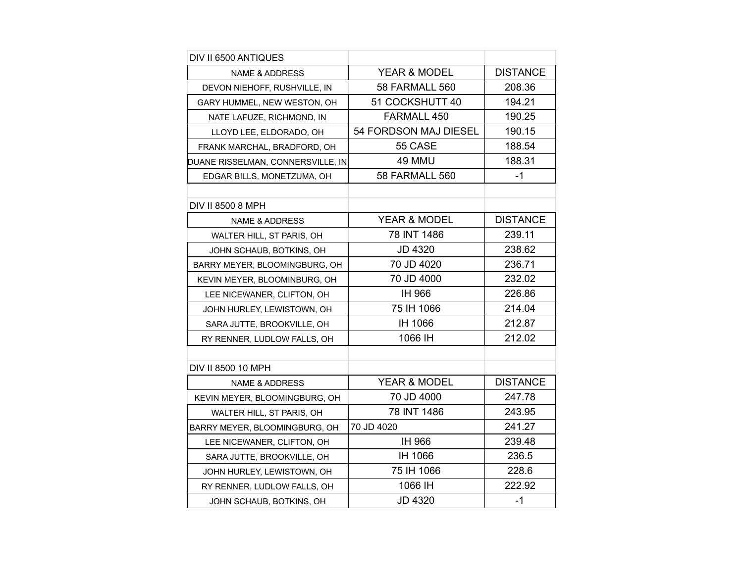## DIV II 6500 ANTIQUES

| NAME & ADDRESS | YEAR & MODEL | DISTANCE |
|---|---|---|
| DEVON NIEHOFF, RUSHVILLE, IN | 58 FARMALL 560 | 208.36 |
| GARY HUMMEL, NEW WESTON, OH | 51 COCKSHUTT 40 | 194.21 |
| NATE LAFUZE, RICHMOND, IN | FARMALL 450 | 190.25 |
| LLOYD LEE, ELDORADO, OH | 54 FORDSON MAJ DIESEL | 190.15 |
| FRANK MARCHAL, BRADFORD, OH | 55 CASE | 188.54 |
| DUANE RISSELMAN, CONNERSVILLE, IN | 49 MMU | 188.31 |
| EDGAR BILLS, MONETZUMA, OH | 58 FARMALL 560 | -1 |

## DIV II 8500 8 MPH

| NAME & ADDRESS | YEAR & MODEL | DISTANCE |
|---|---|---|
| WALTER HILL, ST PARIS, OH | 78 INT 1486 | 239.11 |
| JOHN SCHAUB, BOTKINS, OH | JD 4320 | 238.62 |
| BARRY MEYER, BLOOMINGBURG, OH | 70 JD 4020 | 236.71 |
| KEVIN MEYER, BLOOMINBURG, OH | 70 JD 4000 | 232.02 |
| LEE NICEWANER, CLIFTON, OH | IH 966 | 226.86 |
| JOHN HURLEY, LEWISTOWN, OH | 75 IH 1066 | 214.04 |
| SARA JUTTE, BROOKVILLE, OH | IH 1066 | 212.87 |
| RY RENNER, LUDLOW FALLS, OH | 1066 IH | 212.02 |

## DIV II 8500 10 MPH

| NAME & ADDRESS | YEAR & MODEL | DISTANCE |
|---|---|---|
| KEVIN MEYER, BLOOMINGBURG, OH | 70 JD 4000 | 247.78 |
| WALTER HILL, ST PARIS, OH | 78 INT 1486 | 243.95 |
| BARRY MEYER, BLOOMINGBURG, OH | 70 JD 4020 | 241.27 |
| LEE NICEWANER, CLIFTON, OH | IH 966 | 239.48 |
| SARA JUTTE, BROOKVILLE, OH | IH 1066 | 236.5 |
| JOHN HURLEY, LEWISTOWN, OH | 75 IH 1066 | 228.6 |
| RY RENNER, LUDLOW FALLS, OH | 1066 IH | 222.92 |
| JOHN SCHAUB, BOTKINS, OH | JD 4320 | -1 |